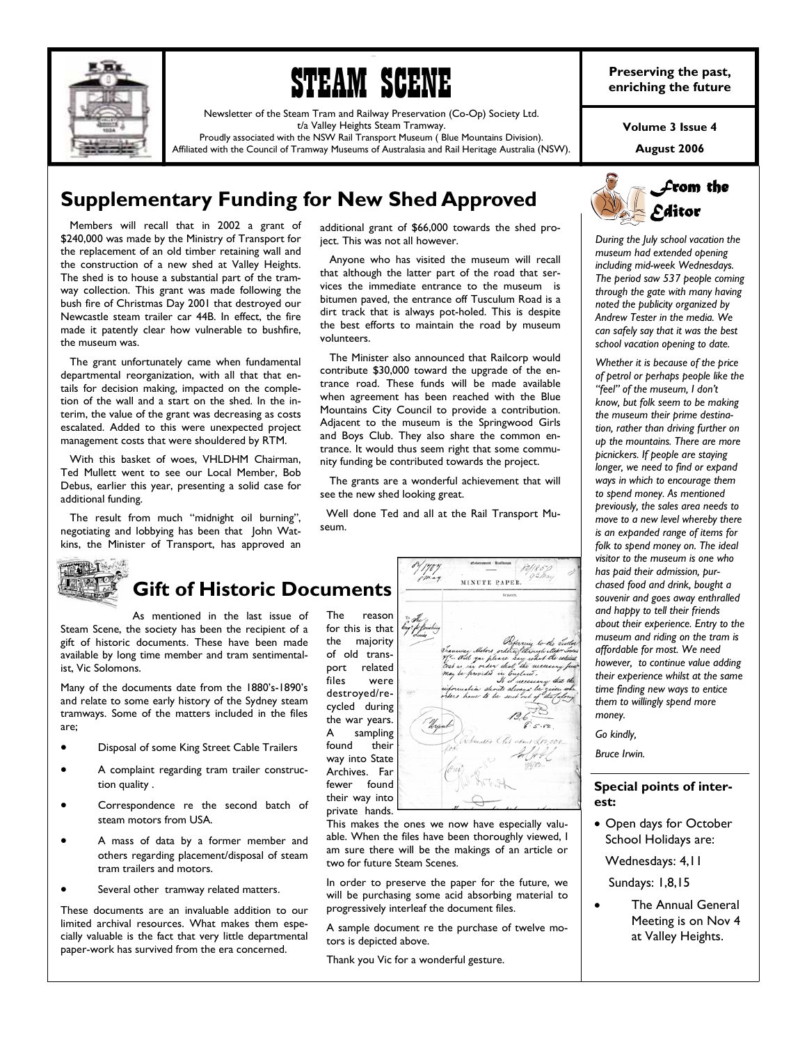# STEAM SCENE

Newsletter of the Steam Tram and Railway Preservation (Co-Op) Society Ltd.
t/a Valley Heights Steam Tramway.
Proudly associated with the NSW Rail Transport Museum ( Blue Mountains Division).
Affiliated with the Council of Tramway Museums of Australasia and Rail Heritage Australia (NSW).

**Preserving the past, enriching the future**

**Volume 3 Issue 4**

**August 2006**

## Supplementary Funding for New Shed Approved

Members will recall that in 2002 a grant of $240,000 was made by the Ministry of Transport for the replacement of an old timber retaining wall and the construction of a new shed at Valley Heights. The shed is to house a substantial part of the tramway collection. This grant was made following the bush fire of Christmas Day 2001 that destroyed our Newcastle steam trailer car 44B. In effect, the fire made it patently clear how vulnerable to bushfire, the museum was.

The grant unfortunately came when fundamental departmental reorganization, with all that that entails for decision making, impacted on the completion of the wall and a start on the shed. In the interim, the value of the grant was decreasing as costs escalated. Added to this were unexpected project management costs that were shouldered by RTM.

With this basket of woes, VHLDHM Chairman, Ted Mullett went to see our Local Member, Bob Debus, earlier this year, presenting a solid case for additional funding.

The result from much "midnight oil burning", negotiating and lobbying has been that John Watkins, the Minister of Transport, has approved an additional grant of $66,000 towards the shed project. This was not all however.

Anyone who has visited the museum will recall that although the latter part of the road that services the immediate entrance to the museum is bitumen paved, the entrance off Tusculum Road is a dirt track that is always pot-holed. This is despite the best efforts to maintain the road by museum volunteers.

The Minister also announced that Railcorp would contribute $30,000 toward the upgrade of the entrance road. These funds will be made available when agreement has been reached with the Blue Mountains City Council to provide a contribution. Adjacent to the museum is the Springwood Girls and Boys Club. They also share the common entrance. It would thus seem right that some community funding be contributed towards the project.

The grants are a wonderful achievement that will see the new shed looking great.

Well done Ted and all at the Rail Transport Museum.

## Gift of Historic Documents

As mentioned in the last issue of Steam Scene, the society has been the recipient of a gift of historic documents. These have been made available by long time member and tram sentimentalist, Vic Solomons.

Many of the documents date from the 1880's-1890's and relate to some early history of the Sydney steam tramways. Some of the matters included in the files are;

- Disposal of some King Street Cable Trailers
- A complaint regarding tram trailer construction quality .
- Correspondence re the second batch of steam motors from USA.
- A mass of data by a former member and others regarding placement/disposal of steam tram trailers and motors.
- Several other tramway related matters.

These documents are an invaluable addition to our limited archival resources. What makes them especially valuable is the fact that very little departmental paper-work has survived from the era concerned.

The reason for this is that the majority of old transport related files were destroyed/recycled during the war years. A sampling found their way into State Archives. Far fewer found their way into private hands. This makes the ones we now have especially valuable. When the files have been thoroughly viewed, I am sure there will be the makings of an article or two for future Steam Scenes.

In order to preserve the paper for the future, we will be purchasing some acid absorbing material to progressively interleaf the document files.

A sample document re the purchase of twelve motors is depicted above.

Thank you Vic for a wonderful gesture.

## From the Editor

*During the July school vacation the museum had extended opening including mid-week Wednesdays. The period saw 537 people coming through the gate with many having noted the publicity organized by Andrew Tester in the media. We can safely say that it was the best school vacation opening to date.*

*Whether it is because of the price of petrol or perhaps people like the "feel" of the museum, I don't know, but folk seem to be making the museum their prime destination, rather than driving further on up the mountains. There are more picnickers. If people are staying longer, we need to find or expand ways in which to encourage them to spend money. As mentioned previously, the sales area needs to move to a new level whereby there is an expanded range of items for folk to spend money on. The ideal visitor to the museum is one who has paid their admission, purchased food and drink, bought a souvenir and goes away enthralled and happy to tell their friends about their experience. Entry to the museum and riding on the tram is affordable for most. We need however, to continue value adding their experience whilst at the same time finding new ways to entice them to willingly spend more money.*

*Go kindly,*

*Bruce Irwin.*

### Special points of interest:

- Open days for October School Holidays are:

  Wednesdays: 4,11

  Sundays: 1,8,15

- The Annual General Meeting is on Nov 4 at Valley Heights.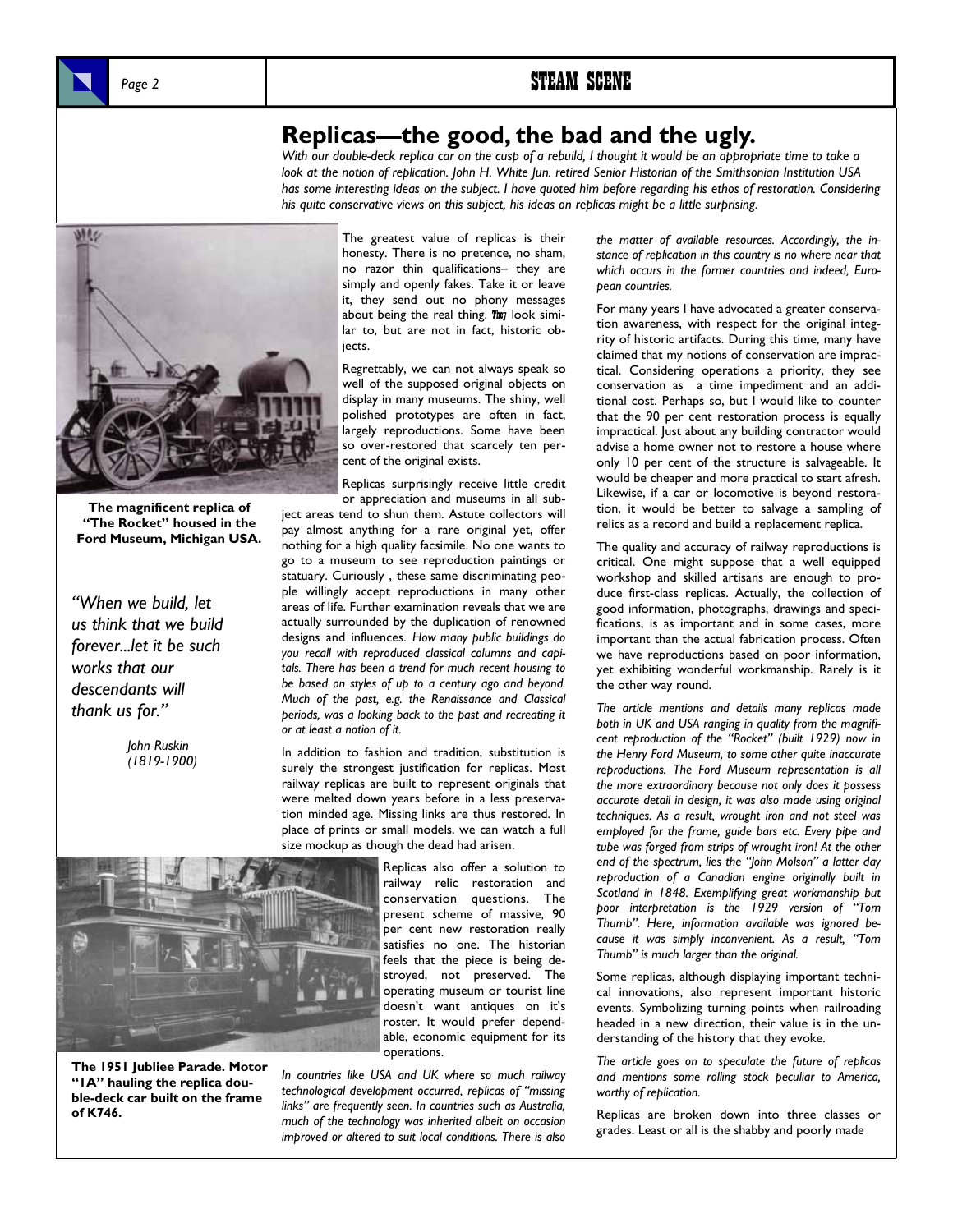# Replicas—the good, the bad and the ugly.

*With our double-deck replica car on the cusp of a rebuild, I thought it would be an appropriate time to take a look at the notion of replication. John H. White Jun. retired Senior Historian of the Smithsonian Institution USA has some interesting ideas on the subject. I have quoted him before regarding his ethos of restoration. Considering his quite conservative views on this subject, his ideas on replicas might be a little surprising.*

**The magnificent replica of "The Rocket" housed in the Ford Museum, Michigan USA.**

*"When we build, let us think that we build forever...let it be such works that our descendants will thank us for."*

*John Ruskin (1819-1900)*

The greatest value of replicas is their honesty. There is no pretence, no sham, no razor thin qualifications– they are simply and openly fakes. Take it or leave it, they send out no phony messages about being the real thing. They look similar to, but are not in fact, historic objects.

Regrettably, we can not always speak so well of the supposed original objects on display in many museums. The shiny, well polished prototypes are often in fact, largely reproductions. Some have been so over-restored that scarcely ten per cent of the original exists.

Replicas surprisingly receive little credit or appreciation and museums in all subject areas tend to shun them. Astute collectors will pay almost anything for a rare original yet, offer nothing for a high quality facsimile. No one wants to go to a museum to see reproduction paintings or statuary. Curiously , these same discriminating people willingly accept reproductions in many other areas of life. Further examination reveals that we are actually surrounded by the duplication of renowned designs and influences. *How many public buildings do you recall with reproduced classical columns and capitals. There has been a trend for much recent housing to be based on styles of up to a century ago and beyond. Much of the past, e.g. the Renaissance and Classical periods, was a looking back to the past and recreating it or at least a notion of it.*

In addition to fashion and tradition, substitution is surely the strongest justification for replicas. Most railway replicas are built to represent originals that were melted down years before in a less preservation minded age. Missing links are thus restored. In place of prints or small models, we can watch a full size mockup as though the dead had arisen.

Replicas also offer a solution to railway relic restoration and conservation questions. The present scheme of massive, 90 per cent new restoration really satisfies no one. The historian feels that the piece is being destroyed, not preserved. The operating museum or tourist line doesn't want antiques on it's roster. It would prefer dependable, economic equipment for its operations.

**The 1951 Jubliee Parade. Motor "1A" hauling the replica double-deck car built on the frame of K746.**

*In countries like USA and UK where so much railway technological development occurred, replicas of "missing links" are frequently seen. In countries such as Australia, much of the technology was inherited albeit on occasion improved or altered to suit local conditions. There is also the matter of available resources. Accordingly, the instance of replication in this country is no where near that which occurs in the former countries and indeed, European countries.*

For many years I have advocated a greater conservation awareness, with respect for the original integrity of historic artifacts. During this time, many have claimed that my notions of conservation are impractical. Considering operations a priority, they see conservation as a time impediment and an additional cost. Perhaps so, but I would like to counter that the 90 per cent restoration process is equally impractical. Just about any building contractor would advise a home owner not to restore a house where only 10 per cent of the structure is salvageable. It would be cheaper and more practical to start afresh. Likewise, if a car or locomotive is beyond restoration, it would be better to salvage a sampling of relics as a record and build a replacement replica.

The quality and accuracy of railway reproductions is critical. One might suppose that a well equipped workshop and skilled artisans are enough to produce first-class replicas. Actually, the collection of good information, photographs, drawings and specifications, is as important and in some cases, more important than the actual fabrication process. Often we have reproductions based on poor information, yet exhibiting wonderful workmanship. Rarely is it the other way round.

*The article mentions and details many replicas made both in UK and USA ranging in quality from the magnificent reproduction of the "Rocket" (built 1929) now in the Henry Ford Museum, to some other quite inaccurate reproductions. The Ford Museum representation is all the more extraordinary because not only does it possess accurate detail in design, it was also made using original techniques. As a result, wrought iron and not steel was employed for the frame, guide bars etc. Every pipe and tube was forged from strips of wrought iron! At the other end of the spectrum, lies the "John Molson" a latter day reproduction of a Canadian engine originally built in Scotland in 1848. Exemplifying great workmanship but poor interpretation is the 1929 version of "Tom Thumb". Here, information available was ignored because it was simply inconvenient. As a result, "Tom Thumb" is much larger than the original.*

Some replicas, although displaying important technical innovations, also represent important historic events. Symbolizing turning points when railroading headed in a new direction, their value is in the understanding of the history that they evoke.

*The article goes on to speculate the future of replicas and mentions some rolling stock peculiar to America, worthy of replication.*

Replicas are broken down into three classes or grades. Least or all is the shabby and poorly made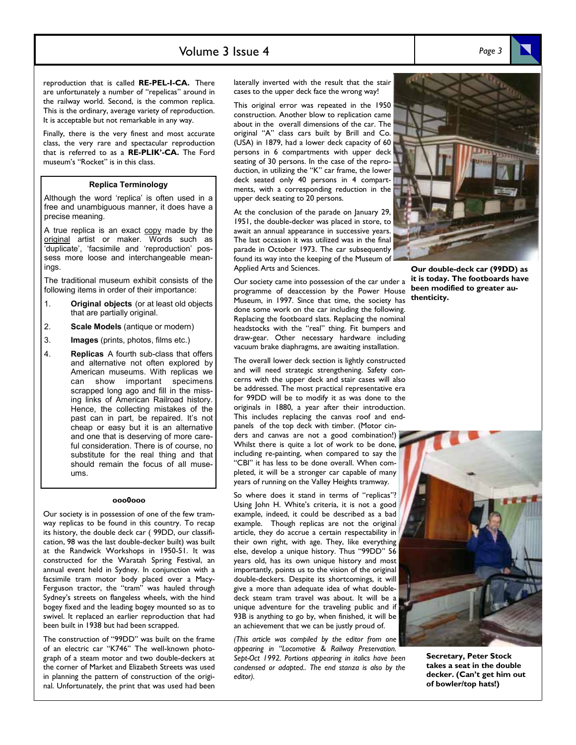reproduction that is called **RE-PEL-I-CA.** There are unfortunately a number of "repelicas" around in the railway world. Second, is the common replica. This is the ordinary, average variety of reproduction. It is acceptable but not remarkable in any way.

Finally, there is the very finest and most accurate class, the very rare and spectacular reproduction that is referred to as a **RE-PLIK'-CA.** The Ford museum's "Rocket" is in this class.

### Replica Terminology

Although the word 'replica' is often used in a free and unambiguous manner, it does have a precise meaning.

A true replica is an exact copy made by the original artist or maker. Words such as 'duplicate', 'facsimile and 'reproduction' possess more loose and interchangeable meanings.

The traditional museum exhibit consists of the following items in order of their importance:

1. **Original objects** (or at least old objects that are partially original.
2. **Scale Models** (antique or modern)
3. **Images** (prints, photos, films etc.)
4. **Replicas** A fourth sub-class that offers and alternative not often explored by American museums. With replicas we can show important specimens scrapped long ago and fill in the missing links of American Railroad history. Hence, the collecting mistakes of the past can in part, be repaired. It's not cheap or easy but it is an alternative and one that is deserving of more careful consideration. There is of course, no substitute for the real thing and that should remain the focus of all museums.

**ooo0ooo**

Our society is in possession of one of the few tramway replicas to be found in this country. To recap its history, the double deck car ( 99DD, our classification, 98 was the last double-decker built) was built at the Randwick Workshops in 1950-51. It was constructed for the Waratah Spring Festival, an annual event held in Sydney. In conjunction with a facsimile tram motor body placed over a Macy-Ferguson tractor, the "tram" was hauled through Sydney's streets on flangeless wheels, with the hind bogey fixed and the leading bogey mounted so as to swivel. It replaced an earlier reproduction that had been built in 1938 but had been scrapped.

The construction of "99DD" was built on the frame of an electric car "K746" The well-known photograph of a steam motor and two double-deckers at the corner of Market and Elizabeth Streets was used in planning the pattern of construction of the original. Unfortunately, the print that was used had been laterally inverted with the result that the stair cases to the upper deck face the wrong way!

This original error was repeated in the 1950 construction. Another blow to replication came about in the overall dimensions of the car. The original "A" class cars built by Brill and Co. (USA) in 1879, had a lower deck capacity of 60 persons in 6 compartments with upper deck seating of 30 persons. In the case of the reproduction, in utilizing the "K" car frame, the lower deck seated only 40 persons in 4 compartments, with a corresponding reduction in the upper deck seating to 20 persons.

At the conclusion of the parade on January 29, 1951, the double-decker was placed in store, to await an annual appearance in successive years. The last occasion it was utilized was in the final parade in October 1973. The car subsequently found its way into the keeping of the Museum of Applied Arts and Sciences.

**Our double-deck car (99DD) as it is today. The footboards have been modified to greater authenticity.**

Our society came into possession of the car under a programme of deaccession by the Power House Museum, in 1997. Since that time, the society has done some work on the car including the following. Replacing the footboard slats. Replacing the nominal headstocks with the "real" thing. Fit bumpers and draw-gear. Other necessary hardware including vacuum brake diaphragms, are awaiting installation.

The overall lower deck section is lightly constructed and will need strategic strengthening. Safety concerns with the upper deck and stair cases will also be addressed. The most practical representative era for 99DD will be to modify it as was done to the originals in 1880, a year after their introduction. This includes replacing the canvas roof and end-panels of the top deck with timber. (Motor cinders and canvas are not a good combination!) Whilst there is quite a lot of work to be done, including re-painting, when compared to say the "CBI" it has less to be done overall. When completed, it will be a stronger car capable of many years of running on the Valley Heights tramway.

So where does it stand in terms of "replicas"? Using John H. White's criteria, it is not a good example, indeed, it could be described as a bad example. Though replicas are not the original article, they do accrue a certain respectability in their own right, with age. They, like everything else, develop a unique history. Thus "99DD" 56 years old, has its own unique history and most importantly, points us to the vision of the original double-deckers. Despite its shortcomings, it will give a more than adequate idea of what double-deck steam tram travel was about. It will be a unique adventure for the traveling public and if 93B is anything to go by, when finished, it will be an achievement that we can be justly proud of.

*(This article was compiled by the editor from one appearing in "Locomotive & Railway Preservation. Sept-Oct 1992. Portions appearing in italics have been condensed or adapted.. The end stanza is also by the editor).*

**Secretary, Peter Stock takes a seat in the double decker. (Can't get him out of bowler/top hats!)**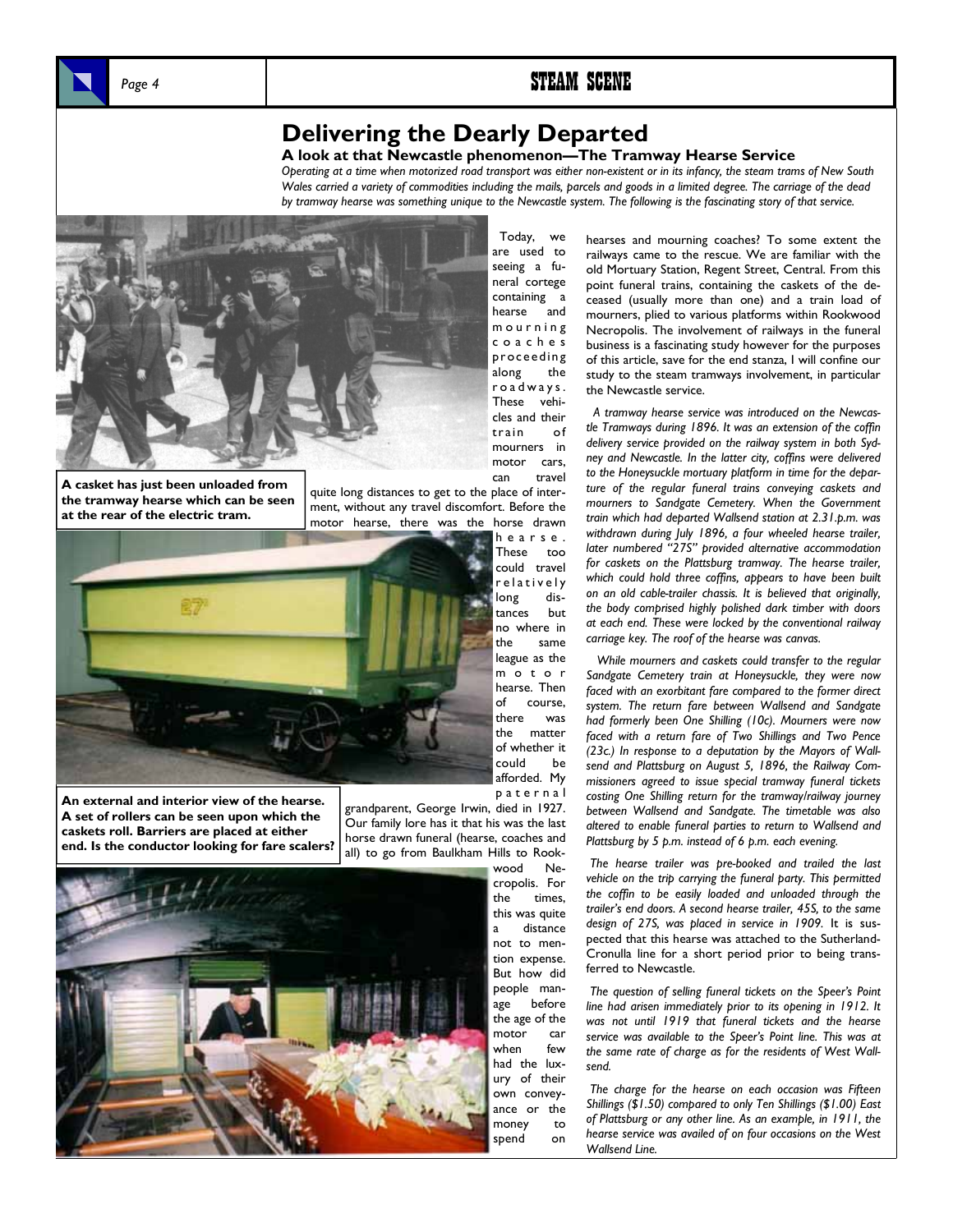# Delivering the Dearly Departed

### A look at that Newcastle phenomenon—The Tramway Hearse Service

*Operating at a time when motorized road transport was either non-existent or in its infancy, the steam trams of New South Wales carried a variety of commodities including the mails, parcels and goods in a limited degree. The carriage of the dead by tramway hearse was something unique to the Newcastle system. The following is the fascinating story of that service.*

**A casket has just been unloaded from the tramway hearse which can be seen at the rear of the electric tram.**

**An external and interior view of the hearse. A set of rollers can be seen upon which the caskets roll. Barriers are placed at either end. Is the conductor looking for fare scalers?**

Today, we are used to seeing a funeral cortege containing a hearse and mourning coaches proceeding along the roadways. These vehicles and their train of mourners in motor cars, can travel quite long distances to get to the place of interment, without any travel discomfort. Before the motor hearse, there was the horse drawn hearse. These too could travel relatively long distances but no where in the same league as the motor hearse. Then of course, there was the matter of whether it could be afforded. My paternal grandparent, George Irwin, died in 1927. Our family lore has it that his was the last horse drawn funeral (hearse, coaches and all) to go from Baulkham Hills to Rookwood Necropolis. For the times, this was quite a distance not to mention expense. But how did people manage before the age of the motor car when few had the luxury of their own conveyance or the money to spend on hearses and mourning coaches? To some extent the railways came to the rescue. We are familiar with the old Mortuary Station, Regent Street, Central. From this point funeral trains, containing the caskets of the deceased (usually more than one) and a train load of mourners, plied to various platforms within Rookwood Necropolis. The involvement of railways in the funeral business is a fascinating study however for the purposes of this article, save for the end stanza, I will confine our study to the steam tramways involvement, in particular the Newcastle service.

*A tramway hearse service was introduced on the Newcastle Tramways during 1896. It was an extension of the coffin delivery service provided on the railway system in both Sydney and Newcastle. In the latter city, coffins were delivered to the Honeysuckle mortuary platform in time for the departure of the regular funeral trains conveying caskets and mourners to Sandgate Cemetery. When the Government train which had departed Wallsend station at 2.31.p.m. was withdrawn during July 1896, a four wheeled hearse trailer, later numbered "27S" provided alternative accommodation for caskets on the Plattsburg tramway. The hearse trailer, which could hold three coffins, appears to have been built on an old cable-trailer chassis. It is believed that originally, the body comprised highly polished dark timber with doors at each end. These were locked by the conventional railway carriage key. The roof of the hearse was canvas.*

*While mourners and caskets could transfer to the regular Sandgate Cemetery train at Honeysuckle, they were now faced with an exorbitant fare compared to the former direct system. The return fare between Wallsend and Sandgate had formerly been One Shilling (10c). Mourners were now faced with a return fare of Two Shillings and Two Pence (23c.) In response to a deputation by the Mayors of Wallsend and Plattsburg on August 5, 1896, the Railway Commissioners agreed to issue special tramway funeral tickets costing One Shilling return for the tramway/railway journey between Wallsend and Sandgate. The timetable was also altered to enable funeral parties to return to Wallsend and Plattsburg by 5 p.m. instead of 6 p.m. each evening.*

*The hearse trailer was pre-booked and trailed the last vehicle on the trip carrying the funeral party. This permitted the coffin to be easily loaded and unloaded through the trailer's end doors. A second hearse trailer, 45S, to the same design of 27S, was placed in service in 1909.* It is suspected that this hearse was attached to the Sutherland-Cronulla line for a short period prior to being transferred to Newcastle.

*The question of selling funeral tickets on the Speer's Point line had arisen immediately prior to its opening in 1912. It was not until 1919 that funeral tickets and the hearse service was available to the Speer's Point line. This was at the same rate of charge as for the residents of West Wallsend.*

*The charge for the hearse on each occasion was Fifteen Shillings ($1.50) compared to only Ten Shillings ($1.00) East of Plattsburg or any other line. As an example, in 1911, the hearse service was availed of on four occasions on the West Wallsend Line.*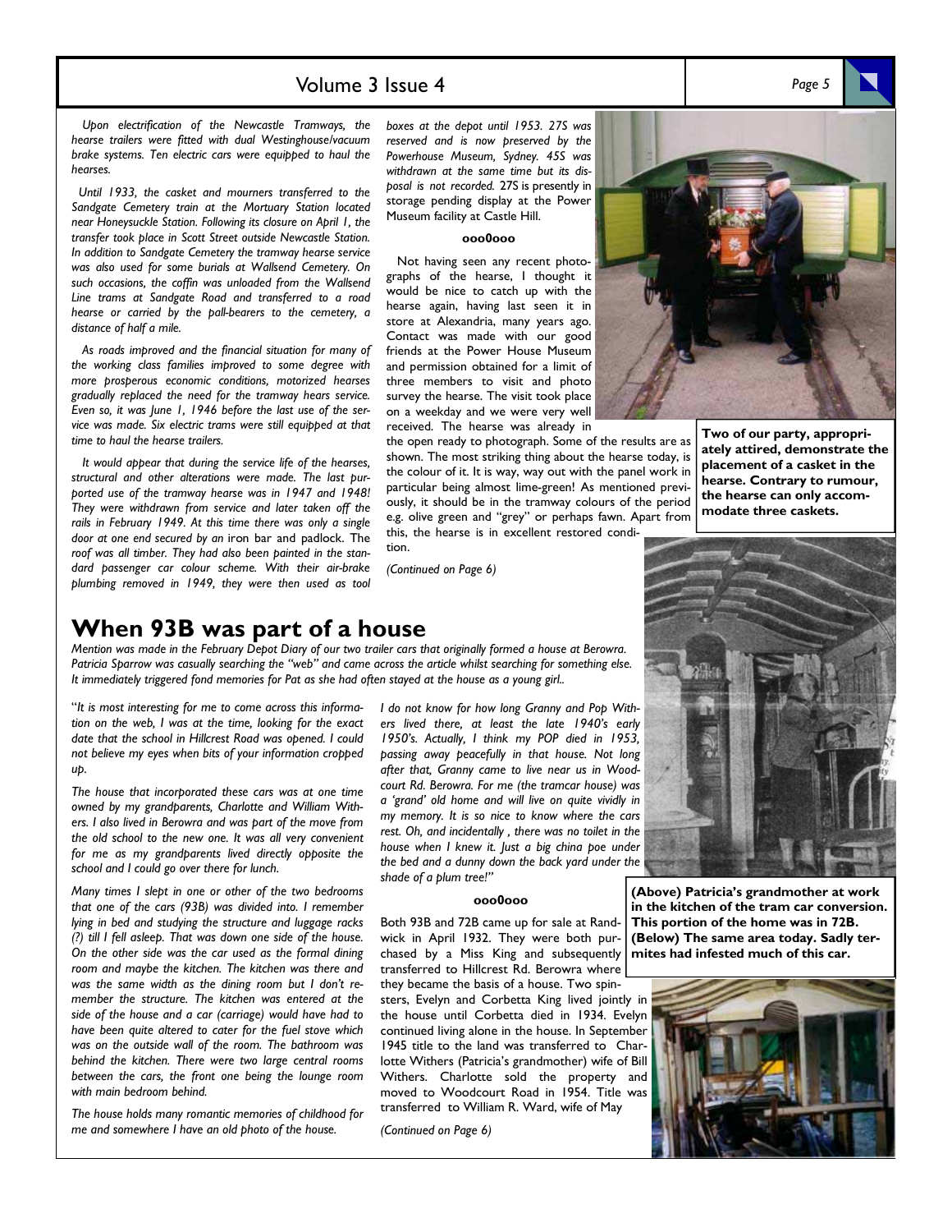Upon electrification of the Newcastle Tramways, the hearse trailers were fitted with dual Westinghouse/vacuum brake systems. Ten electric cars were equipped to haul the hearses.

Until 1933, the casket and mourners transferred to the Sandgate Cemetery train at the Mortuary Station located near Honeysuckle Station. Following its closure on April 1, the transfer took place in Scott Street outside Newcastle Station. In addition to Sandgate Cemetery the tramway hearse service was also used for some burials at Wallsend Cemetery. On such occasions, the coffin was unloaded from the Wallsend Line trams at Sandgate Road and transferred to a road hearse or carried by the pall-bearers to the cemetery, a distance of half a mile.

As roads improved and the financial situation for many of the working class families improved to some degree with more prosperous economic conditions, motorized hearses gradually replaced the need for the tramway hears service. Even so, it was June 1, 1946 before the last use of the service was made. Six electric trams were still equipped at that time to haul the hearse trailers.

It would appear that during the service life of the hearses, structural and other alterations were made. The last purported use of the tramway hearse was in 1947 and 1948! They were withdrawn from service and later taken off the rails in February 1949. At this time there was only a single door at one end secured by an iron bar and padlock. The roof was all timber. They had also been painted in the standard passenger car colour scheme. With their air-brake plumbing removed in 1949, they were then used as tool boxes at the depot until 1953. 27S was reserved and is now preserved by the Powerhouse Museum, Sydney. 45S was withdrawn at the same time but its disposal is not recorded. 27S is presently in storage pending display at the Power Museum facility at Castle Hill.

ooo0ooo

Not having seen any recent photographs of the hearse, I thought it would be nice to catch up with the hearse again, having last seen it in store at Alexandria, many years ago. Contact was made with our good friends at the Power House Museum and permission obtained for a limit of three members to visit and photo survey the hearse. The visit took place on a weekday and we were very well received. The hearse was already in the open ready to photograph. Some of the results are as shown. The most striking thing about the hearse today, is the colour of it. It is way, way out with the panel work in particular being almost lime-green! As mentioned previously, it should be in the tramway colours of the period e.g. olive green and "grey" or perhaps fawn. Apart from this, the hearse is in excellent restored condition.

*(Continued on Page 6)*

**Two of our party, appropriately attired, demonstrate the placement of a casket in the hearse. Contrary to rumour, the hearse can only accommodate three caskets.**

# When 93B was part of a house

*Mention was made in the February Depot Diary of our two trailer cars that originally formed a house at Berowra. Patricia Sparrow was casually searching the "web" and came across the article whilst searching for something else. It immediately triggered fond memories for Pat as she had often stayed at the house as a young girl..*

*"It is most interesting for me to come across this information on the web, I was at the time, looking for the exact date that the school in Hillcrest Road was opened. I could not believe my eyes when bits of your information cropped up.*

*The house that incorporated these cars was at one time owned by my grandparents, Charlotte and William Withers. I also lived in Berowra and was part of the move from the old school to the new one. It was all very convenient for me as my grandparents lived directly opposite the school and I could go over there for lunch.*

*Many times I slept in one or other of the two bedrooms that one of the cars (93B) was divided into. I remember lying in bed and studying the structure and luggage racks (?) till I fell asleep. That was down one side of the house. On the other side was the car used as the formal dining room and maybe the kitchen. The kitchen was there and was the same width as the dining room but I don't remember the structure. The kitchen was entered at the side of the house and a car (carriage) would have had to have been quite altered to cater for the fuel stove which was on the outside wall of the room. The bathroom was behind the kitchen. There were two large central rooms between the cars, the front one being the lounge room with main bedroom behind.*

*The house holds many romantic memories of childhood for me and somewhere I have an old photo of the house.*

*I do not know for how long Granny and Pop Withers lived there, at least the late 1940's early 1950's. Actually, I think my POP died in 1953, passing away peacefully in that house. Not long after that, Granny came to live near us in Woodcourt Rd. Berowra. For me (the tramcar house) was a 'grand' old home and will live on quite vividly in my memory. It is so nice to know where the cars rest. Oh, and incidentally , there was no toilet in the house when I knew it. Just a big china poe under the bed and a dunny down the back yard under the shade of a plum tree!"*

ooo0ooo

Both 93B and 72B came up for sale at Randwick in April 1932. They were both purchased by a Miss King and subsequently transferred to Hillcrest Rd. Berowra where they became the basis of a house. Two spinsters, Evelyn and Corbetta King lived jointly in the house until Corbetta died in 1934. Evelyn continued living alone in the house. In September 1945 title to the land was transferred to Charlotte Withers (Patricia's grandmother) wife of Bill Withers. Charlotte sold the property and moved to Woodcourt Road in 1954. Title was transferred to William R. Ward, wife of May

*(Continued on Page 6)*

**(Above) Patricia's grandmother at work in the kitchen of the tram car conversion. This portion of the home was in 72B. (Below) The same area today. Sadly termites had infested much of this car.**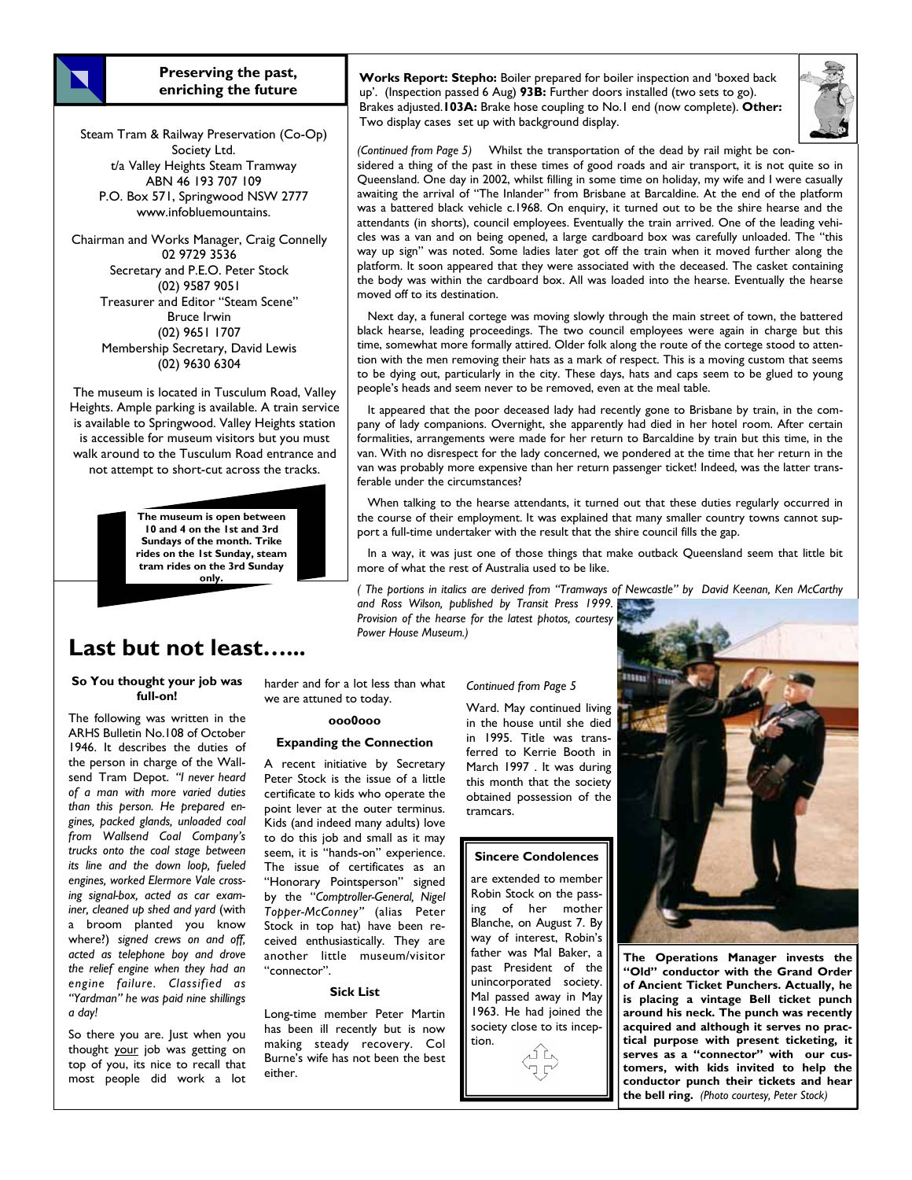**Preserving the past, enriching the future**

Steam Tram & Railway Preservation (Co-Op) Society Ltd.
t/a Valley Heights Steam Tramway
ABN 46 193 707 109
P.O. Box 571, Springwood NSW 2777
www.infobluemountains.

Chairman and Works Manager, Craig Connelly
02 9729 3536
Secretary and P.E.O. Peter Stock
(02) 9587 9051
Treasurer and Editor "Steam Scene"
Bruce Irwin
(02) 9651 1707
Membership Secretary, David Lewis
(02) 9630 6304

The museum is located in Tusculum Road, Valley Heights. Ample parking is available. A train service is available to Springwood. Valley Heights station is accessible for museum visitors but you must walk around to the Tusculum Road entrance and not attempt to short-cut across the tracks.

**The museum is open between 10 and 4 on the 1st and 3rd Sundays of the month. Trike rides on the 1st Sunday, steam tram rides on the 3rd Sunday only.**

**Works Report: Stepho:** Boiler prepared for boiler inspection and 'boxed back up'. (Inspection passed 6 Aug) **93B:** Further doors installed (two sets to go). Brakes adjusted.**103A:** Brake hose coupling to No.1 end (now complete). **Other:** Two display cases set up with background display.

*(Continued from Page 5)* Whilst the transportation of the dead by rail might be considered a thing of the past in these times of good roads and air transport, it is not quite so in Queensland. One day in 2002, whilst filling in some time on holiday, my wife and I were casually awaiting the arrival of "The Inlander" from Brisbane at Barcaldine. At the end of the platform was a battered black vehicle c.1968. On enquiry, it turned out to be the shire hearse and the attendants (in shorts), council employees. Eventually the train arrived. One of the leading vehicles was a van and on being opened, a large cardboard box was carefully unloaded. The "this way up sign" was noted. Some ladies later got off the train when it moved further along the platform. It soon appeared that they were associated with the deceased. The casket containing the body was within the cardboard box. All was loaded into the hearse. Eventually the hearse moved off to its destination.

Next day, a funeral cortege was moving slowly through the main street of town, the battered black hearse, leading proceedings. The two council employees were again in charge but this time, somewhat more formally attired. Older folk along the route of the cortege stood to attention with the men removing their hats as a mark of respect. This is a moving custom that seems to be dying out, particularly in the city. These days, hats and caps seem to be glued to young people's heads and seem never to be removed, even at the meal table.

It appeared that the poor deceased lady had recently gone to Brisbane by train, in the company of lady companions. Overnight, she apparently had died in her hotel room. After certain formalities, arrangements were made for her return to Barcaldine by train but this time, in the van. With no disrespect for the lady concerned, we pondered at the time that her return in the van was probably more expensive than her return passenger ticket! Indeed, was the latter transferable under the circumstances?

When talking to the hearse attendants, it turned out that these duties regularly occurred in the course of their employment. It was explained that many smaller country towns cannot support a full-time undertaker with the result that the shire council fills the gap.

In a way, it was just one of those things that make outback Queensland seem that little bit more of what the rest of Australia used to be like.

*( The portions in italics are derived from "Tramways of Newcastle" by David Keenan, Ken McCarthy and Ross Wilson, published by Transit Press 1999. Provision of the hearse for the latest photos, courtesy Power House Museum.)*

# Last but not least…...

**So You thought your job was full-on!**

The following was written in the ARHS Bulletin No.108 of October 1946. It describes the duties of the person in charge of the Wallsend Tram Depot. *"I never heard of a man with more varied duties than this person. He prepared engines, packed glands, unloaded coal from Wallsend Coal Company's trucks onto the coal stage between its line and the down loop, fueled engines, worked Elermore Vale crossing signal-box, acted as car examiner, cleaned up shed and yard* (with a broom planted you know where?) *signed crews on and off, acted as telephone boy and drove the relief engine when they had an engine failure. Classified as "Yardman" he was paid nine shillings a day!*

So there you are. Just when you thought your job was getting on top of you, its nice to recall that most people did work a lot harder and for a lot less than what we are attuned to today.

**ooo0ooo**

**Expanding the Connection**

A recent initiative by Secretary Peter Stock is the issue of a little certificate to kids who operate the point lever at the outer terminus. Kids (and indeed many adults) love to do this job and small as it may seem, it is "hands-on" experience. The issue of certificates as an "Honorary Pointsperson" signed by the "*Comptroller-General, Nigel Topper-McConney"* (alias Peter Stock in top hat) have been received enthusiastically. They are another little museum/visitor "connector".

**Sick List**

Long-time member Peter Martin has been ill recently but is now making steady recovery. Col Burne's wife has not been the best either.

*Continued from Page 5*

Ward. May continued living in the house until she died in 1995. Title was transferred to Kerrie Booth in March 1997 . It was during this month that the society obtained possession of the tramcars.

**Sincere Condolences**

are extended to member Robin Stock on the passing of her mother Blanche, on August 7. By way of interest, Robin's father was Mal Baker, a past President of the unincorporated society. Mal passed away in May 1963. He had joined the society close to its inception.

**The Operations Manager invests the "Old" conductor with the Grand Order of Ancient Ticket Punchers. Actually, he is placing a vintage Bell ticket punch around his neck. The punch was recently acquired and although it serves no practical purpose with present ticketing, it serves as a "connector" with our customers, with kids invited to help the conductor punch their tickets and hear the bell ring.** *(Photo courtesy, Peter Stock)*